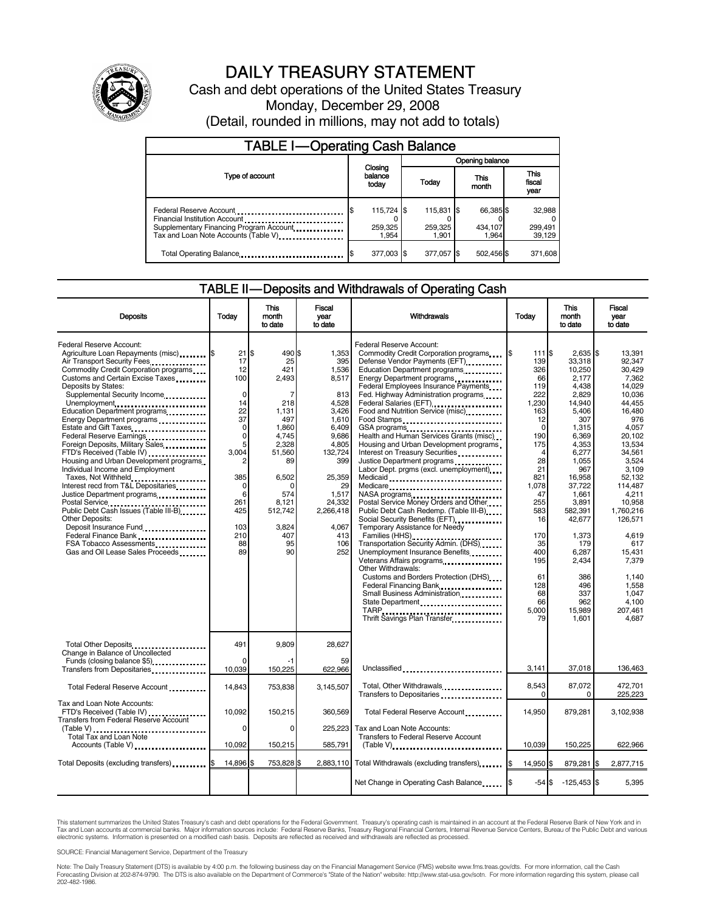# DAILY TREASURY STATEMENT

Cash and debt operations of the United States Treasury

Monday, December 29, 2008

(Detail, rounded in millions, may not add to totals)

## TABLE I—Operating Cash Balance

| Type of account | Closing balance today | Opening balance Today | Opening balance This month | Opening balance This fiscal year |
|---|---|---|---|---|
| Federal Reserve Account | $ 115,724 | $ 115,831 | $ 66,385 | $ 32,988 |
| Financial Institution Account | 0 | 0 | 0 | 0 |
| Supplementary Financing Program Account | 259,325 | 259,325 | 434,107 | 299,491 |
| Tax and Loan Note Accounts (Table V) | 1,954 | 1,901 | 1,964 | 39,129 |
| Total Operating Balance | $ 377,003 | $ 377,057 | $ 502,456 | $ 371,608 |

## TABLE II—Deposits and Withdrawals of Operating Cash

| Deposits | Today | This month to date | Fiscal year to date | Withdrawals | Today | This month to date | Fiscal year to date |
|---|---|---|---|---|---|---|---|
| Federal Reserve Account: | | | | Federal Reserve Account: | | | |
| Agriculture Loan Repayments (misc) | $ 21 | $ 490 | $ 1,353 | Commodity Credit Corporation programs | $ 111 | $ 2,635 | $ 13,391 |
| Air Transport Security Fees | 17 | 25 | 395 | Defense Vendor Payments (EFT) | 139 | 33,318 | 92,347 |
| Commodity Credit Corporation programs | 12 | 421 | 1,536 | Education Department programs | 326 | 10,250 | 30,429 |
| Customs and Certain Excise Taxes | 100 | 2,493 | 8,517 | Energy Department programs | 66 | 2,177 | 7,362 |
| Deposits by States: | | | | Federal Employees Insurance Payments | 119 | 4,438 | 14,029 |
| Supplemental Security Income | 0 | 7 | 813 | Fed. Highway Administration programs | 222 | 2,829 | 10,036 |
| Unemployment | 14 | 218 | 4,528 | Federal Salaries (EFT) | 1,230 | 14,940 | 44,455 |
| Education Department programs | 22 | 1,131 | 3,426 | Food and Nutrition Service (misc) | 163 | 5,406 | 16,480 |
| Energy Department programs | 37 | 497 | 1,610 | Food Stamps | 12 | 307 | 976 |
| Estate and Gift Taxes | 0 | 1,860 | 6,409 | GSA programs | 0 | 1,315 | 4,057 |
| Federal Reserve Earnings | 0 | 4,745 | 9,686 | Health and Human Services Grants (misc) | 190 | 6,369 | 20,102 |
| Foreign Deposits, Military Sales | 5 | 2,328 | 4,805 | Housing and Urban Development programs | 175 | 4,353 | 13,534 |
| FTD's Received (Table IV) | 3,004 | 51,560 | 132,724 | Interest on Treasury Securities | 4 | 6,277 | 34,561 |
| Housing and Urban Development programs | 2 | 89 | 399 | Justice Department programs | 28 | 1,055 | 3,524 |
| Individual Income and Employment | | | | Labor Dept. prgms (excl. unemployment) | 21 | 967 | 3,109 |
| Taxes, Not Withheld | 385 | 6,502 | 25,359 | Medicaid | 821 | 16,958 | 52,132 |
| Interest recd from T&L Depositaries | 0 | 0 | 29 | Medicare | 1,078 | 37,722 | 114,487 |
| Justice Department programs | 6 | 574 | 1,517 | NASA programs | 47 | 1,661 | 4,211 |
| Postal Service | 261 | 8,121 | 24,332 | Postal Service Money Orders and Other | 255 | 3,891 | 10,958 |
| Public Debt Cash Issues (Table III-B) | 425 | 512,742 | 2,266,418 | Public Debt Cash Redemp. (Table III-B) | 583 | 582,391 | 1,760,216 |
| Other Deposits: | | | | Social Security Benefits (EFT) | 16 | 42,677 | 126,571 |
| Deposit Insurance Fund | 103 | 3,824 | 4,067 | Temporary Assistance for Needy | | | |
| Federal Finance Bank | 210 | 407 | 413 | Families (HHS) | 170 | 1,373 | 4,619 |
| FSA Tobacco Assessments | 88 | 95 | 106 | Transportation Security Admin. (DHS) | 35 | 179 | 617 |
| Gas and Oil Lease Sales Proceeds | 89 | 90 | 252 | Unemployment Insurance Benefits | 400 | 6,287 | 15,431 |
| | | | | Veterans Affairs programs | 195 | 2,434 | 7,379 |
| | | | | Other Withdrawals: | | | |
| | | | | Customs and Borders Protection (DHS) | 61 | 386 | 1,140 |
| | | | | Federal Financing Bank | 128 | 496 | 1,558 |
| | | | | Small Business Administration | 68 | 337 | 1,047 |
| | | | | State Department | 66 | 962 | 4,100 |
| | | | | TARP | 5,000 | 15,989 | 207,461 |
| | | | | Thrift Savings Plan Transfer | 79 | 1,601 | 4,687 |
| Total Other Deposits | 491 | 9,809 | 28,627 | | | | |
| Change in Balance of Uncollected Funds (closing balance $5) | 0 | -1 | 59 | | | | |
| Transfers from Depositaries | 10,039 | 150,225 | 622,966 | Unclassified | 3,141 | 37,018 | 136,463 |
| Total Federal Reserve Account | 14,843 | 753,838 | 3,145,507 | Total, Other Withdrawals | 8,543 | 87,072 | 472,701 |
| | | | | Transfers to Depositaries | 0 | 0 | 225,223 |
| Tax and Loan Note Accounts: | | | | | | | |
| FTD's Received (Table IV) | 10,092 | 150,215 | 360,569 | Total Federal Reserve Account | 14,950 | 879,281 | 3,102,938 |
| Transfers from Federal Reserve Account (Table V) | 0 | 0 | 225,223 | Tax and Loan Note Accounts: | | | |
| Total Tax and Loan Note Accounts (Table V) | 10,092 | 150,215 | 585,791 | Transfers to Federal Reserve Account (Table V) | 10,039 | 150,225 | 622,966 |
| Total Deposits (excluding transfers) | $ 14,896 | $ 753,828 | $ 2,883,110 | Total Withdrawals (excluding transfers) | $ 14,950 | $ 879,281 | $ 2,877,715 |
| | | | | Net Change in Operating Cash Balance | $ -54 | $ -125,453 | $ 5,395 |

This statement summarizes the United States Treasury's cash and debt operations for the Federal Government. Treasury's operating cash is maintained in an account at the Federal Reserve Bank of New York and in Tax and Loan accounts at commercial banks. Major information sources include: Federal Reserve Banks, Treasury Regional Financial Centers, Internal Revenue Service Centers, Bureau of the Public Debt and various electronic systems. Information is presented on a modified cash basis. Deposits are reflected as received and withdrawals are reflected as processed.

SOURCE: Financial Management Service, Department of the Treasury

Note: The Daily Treasury Statement (DTS) is available by 4:00 p.m. the following business day on the Financial Management Service (FMS) website www.fms.treas.gov/dts. For more information, call the Cash Forecasting Division at 202-874-9790. The DTS is also available on the Department of Commerce's "State of the Nation" website: http://www.stat-usa.gov/sotn. For more information regarding this system, please call 202-482-1986.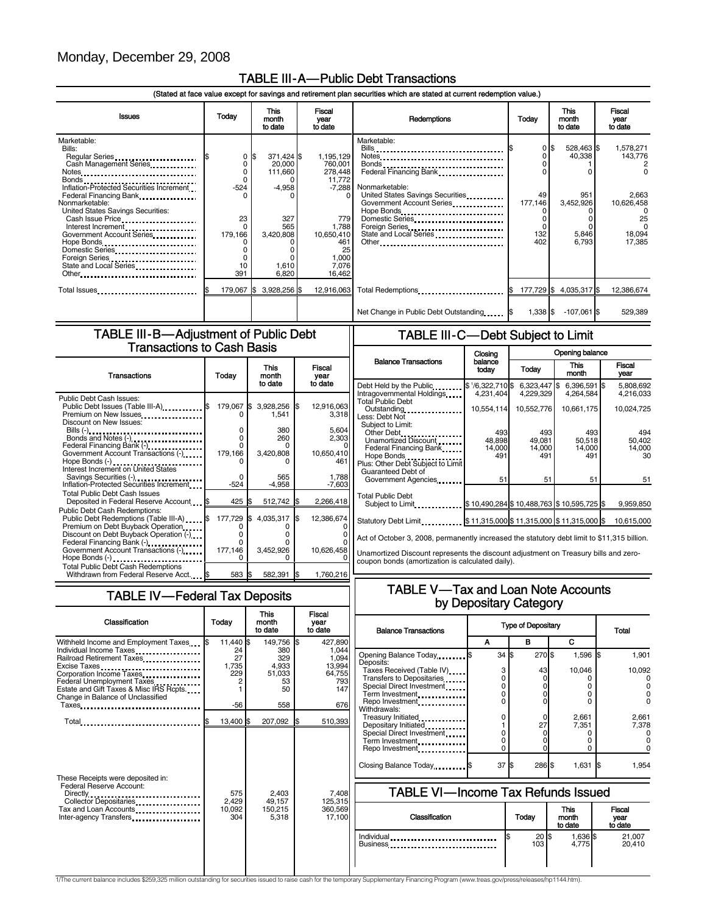Monday, December 29, 2008

## TABLE III-A—Public Debt Transactions

(Stated at face value except for savings and retirement plan securities which are stated at current redemption value.)

| Issues | Today | This month to date | Fiscal year to date |
|---|---|---|---|
| Marketable: | | | |
| Bills: | | | |
| Regular Series | $ 0 | $ 371,424 | $ 1,195,129 |
| Cash Management Series | 0 | 20,000 | 760,001 |
| Notes | 0 | 111,660 | 278,448 |
| Bonds | 0 | 0 | 11,772 |
| Inflation-Protected Securities Increment | -524 | -4,958 | -7,288 |
| Federal Financing Bank | 0 | 0 | 0 |
| Nonmarketable: | | | |
| United States Savings Securities: | | | |
| Cash Issue Price | 23 | 327 | 779 |
| Interest Increment | 0 | 565 | 1,788 |
| Government Account Series | 179,166 | 3,420,808 | 10,650,410 |
| Hope Bonds | 0 | 0 | 461 |
| Domestic Series | 0 | 0 | 25 |
| Foreign Series | 0 | 0 | 1,000 |
| State and Local Series | 10 | 1,610 | 7,076 |
| Other | 391 | 6,820 | 16,462 |
| Total Issues | $ 179,067 | $ 3,928,256 | $ 12,916,063 |

| Redemptions | Today | This month to date | Fiscal year to date |
|---|---|---|---|
| Marketable: | | | |
| Bills | $ 0 | $ 528,463 | $ 1,578,271 |
| Notes | 0 | 40,338 | 143,776 |
| Bonds | 0 | 1 | 2 |
| Federal Financing Bank | 0 | 0 | 0 |
| Nonmarketable: | | | |
| United States Savings Securities | 49 | 951 | 2,663 |
| Government Account Series | 177,146 | 3,452,926 | 10,626,458 |
| Hope Bonds | 0 | 0 | 0 |
| Domestic Series | 0 | 0 | 25 |
| Foreign Series | 0 | 0 | 0 |
| State and Local Series | 132 | 5,846 | 18,094 |
| Other | 402 | 6,793 | 17,385 |
| Total Redemptions | $ 177,729 | $ 4,035,317 | $ 12,386,674 |
| Net Change in Public Debt Outstanding | $ 1,338 | $ -107,061 | $ 529,389 |

## TABLE III-B—Adjustment of Public Debt Transactions to Cash Basis

| Transactions | Today | This month to date | Fiscal year to date |
|---|---|---|---|
| Public Debt Cash Issues: | | | |
| Public Debt Issues (Table III-A) | $ 179,067 | $ 3,928,256 | $ 12,916,063 |
| Premium on New Issues | 0 | 1,541 | 3,318 |
| Discount on New Issues: | | | |
| Bills (-) | 0 | 380 | 5,604 |
| Bonds and Notes (-) | 0 | 260 | 2,303 |
| Federal Financing Bank (-) | 0 | 0 | 0 |
| Government Account Transactions (-) | 179,166 | 3,420,808 | 10,650,410 |
| Hope Bonds (-) | 0 | 0 | 461 |
| Interest Increment on United States Savings Securities (-) | 0 | 565 | 1,788 |
| Inflation-Protected Securities Increment | -524 | -4,958 | -7,603 |
| Total Public Debt Cash Issues Deposited in Federal Reserve Account | $ 425 | $ 512,742 | $ 2,266,418 |
| Public Debt Cash Redemptions: | | | |
| Public Debt Redemptions (Table III-A) | $ 177,729 | $ 4,035,317 | $ 12,386,674 |
| Premium on Debt Buyback Operation | 0 | 0 | 0 |
| Discount on Debt Buyback Operation (-) | 0 | 0 | 0 |
| Federal Financing Bank (-) | 0 | 0 | 0 |
| Government Account Transactions (-) | 177,146 | 3,452,926 | 10,626,458 |
| Hope Bonds (-) | 0 | 0 | 0 |
| Total Public Debt Cash Redemptions Withdrawn from Federal Reserve Acct. | $ 583 | $ 582,391 | $ 1,760,216 |

## TABLE III-C—Debt Subject to Limit

| Balance Transactions | Closing balance today | Opening balance Today | Opening balance This month | Opening balance Fiscal year |
|---|---|---|---|---|
| Debt Held by the Public | $ [1]6,322,710 | $ 6,323,447 | $ 6,396,591 | $ 5,808,692 |
| Intragovernmental Holdings | 4,231,404 | 4,229,329 | 4,264,584 | 4,216,033 |
| Total Public Debt Outstanding | 10,554,114 | 10,552,776 | 10,661,175 | 10,024,725 |
| Less: Debt Not Subject to Limit: | | | | |
| Other Debt | 493 | 493 | 493 | 494 |
| Unamortized Discount | 48,898 | 49,081 | 50,518 | 50,402 |
| Federal Financing Bank | 14,000 | 14,000 | 14,000 | 14,000 |
| Hope Bonds | 491 | 491 | 491 | 30 |
| Plus: Other Debt Subject to Limit Guaranteed Debt of Government Agencies | 51 | 51 | 51 | 51 |
| Total Public Debt Subject to Limit | $ 10,490,284 | $ 10,488,763 | $ 10,595,725 | $ 9,959,850 |
| Statutory Debt Limit | $ 11,315,000 | $ 11,315,000 | $ 11,315,000 | $ 10,615,000 |

Act of October 3, 2008, permanently increased the statutory debt limit to $11,315 billion.

Unamortized Discount represents the discount adjustment on Treasury bills and zero-coupon bonds (amortization is calculated daily).

## TABLE IV—Federal Tax Deposits

| Classification | Today | This month to date | Fiscal year to date |
|---|---|---|---|
| Withheld Income and Employment Taxes | $ 11,440 | $ 149,756 | $ 427,890 |
| Individual Income Taxes | 24 | 380 | 1,044 |
| Railroad Retirement Taxes | 27 | 329 | 1,094 |
| Excise Taxes | 1,735 | 4,933 | 13,994 |
| Corporation Income Taxes | 229 | 51,033 | 64,755 |
| Federal Unemployment Taxes | 2 | 53 | 793 |
| Estate and Gift Taxes & Misc IRS Rcpts. | 1 | 50 | 147 |
| Change in Balance of Unclassified Taxes | -56 | 558 | 676 |
| Total | $ 13,400 | $ 207,092 | $ 510,393 |
| These Receipts were deposited in: | | | |
| Federal Reserve Account: | | | |
| Directly | 575 | 2,403 | 7,408 |
| Collector Depositaries | 2,429 | 49,157 | 125,315 |
| Tax and Loan Accounts | 10,092 | 150,215 | 360,569 |
| Inter-agency Transfers | 304 | 5,318 | 17,100 |

## TABLE V—Tax and Loan Note Accounts by Depositary Category

| Balance Transactions | Type of Depositary A | Type of Depositary B | Type of Depositary C | Total |
|---|---|---|---|---|
| Opening Balance Today | $ 34 | $ 270 | $ 1,596 | $ 1,901 |
| Deposits: | | | | |
| Taxes Received (Table IV) | 3 | 43 | 10,046 | 10,092 |
| Transfers to Depositaries | 0 | 0 | 0 | 0 |
| Special Direct Investment | 0 | 0 | 0 | 0 |
| Term Investment | 0 | 0 | 0 | 0 |
| Repo Investment | 0 | 0 | 0 | 0 |
| Withdrawals: | | | | |
| Treasury Initiated | 0 | 0 | 2,661 | 2,661 |
| Depositary Initiated | 1 | 27 | 7,351 | 7,378 |
| Special Direct Investment | 0 | 0 | 0 | 0 |
| Term Investment | 0 | 0 | 0 | 0 |
| Repo Investment | 0 | 0 | 0 | 0 |
| Closing Balance Today | $ 37 | $ 286 | $ 1,631 | $ 1,954 |

## TABLE VI—Income Tax Refunds Issued

| Classification | Today | This month to date | Fiscal year to date |
|---|---|---|---|
| Individual | $ 20 | $ 1,636 | $ 21,007 |
| Business | 103 | 4,775 | 20,410 |

1/The current balance includes $259,325 million outstanding for securities issued to raise cash for the temporary Supplementary Financing Program (www.treas.gov/press/releases/hp1144.htm).